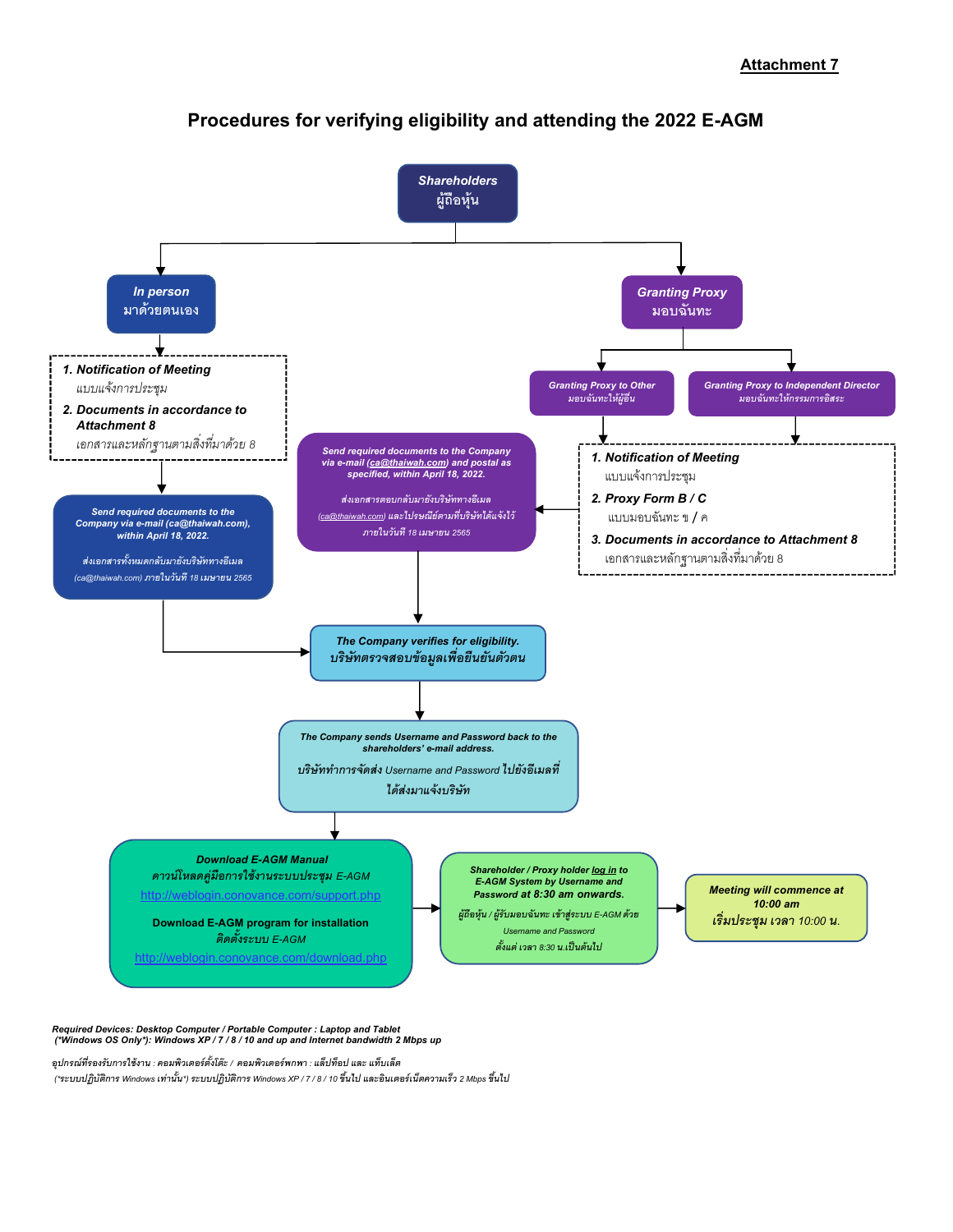**Attachment 7**

## Procedures for verifying eligibility and attending the 2022 E-AGM

**Shareholders**
ผู้ถือหุ้น

---

### In person
มาด้วยตนเอง

1. **Notification of Meeting**
   แบบแจ้งการประชุม
2. **Documents in accordance to Attachment 8**
   เอกสารและหลักฐานตามสิ่งที่มาด้วย 8

**Send required documents to the Company via e-mail (ca@thaiwah.com), within April 18, 2022.**

ส่งเอกสารทั้งหมดกลับมายังบริษัททางอีเมล (ca@thaiwah.com) ภายในวันที่ 18 เมษายน 2565

---

### Granting Proxy
มอบฉันทะ

**Granting Proxy to Other**
มอบฉันทะให้ผู้อื่น

**Granting Proxy to Independent Director**
มอบฉันทะให้กรรมการอิสระ

1. **Notification of Meeting**
   แบบแจ้งการประชุม
2. **Proxy Form B / C**
   แบบมอบฉันทะ ข / ค
3. **Documents in accordance to Attachment 8**
   เอกสารและหลักฐานตามสิ่งที่มาด้วย 8

**Send required documents to the Company via e-mail (ca@thaiwah.com) and postal as specified, within April 18, 2022.**

ส่งเอกสารตอบกลับมายังบริษัททางอีเมล (ca@thaiwah.com) และไปรษณีย์ตามที่บริษัทได้แจ้งไว้ ภายในวันที่ 18 เมษายน 2565

---

**The Company verifies for eligibility.**
บริษัทตรวจสอบข้อมูลเพื่อยืนยันตัวตน

**The Company sends Username and Password back to the shareholders' e-mail address.**
บริษัททำการจัดส่ง Username and Password ไปยังอีเมลที่ได้ส่งมาแจ้งบริษัท

**Download E-AGM Manual**
ดาวน์โหลดคู่มือการใช้งานระบบประชุม E-AGM
http://weblogin.conovance.com/support.php

**Download E-AGM program for installation**
ติดตั้งระบบ E-AGM
http://weblogin.conovance.com/download.php

**Shareholder / Proxy holder log in to E-AGM System by Username and Password at 8:30 am onwards.**
ผู้ถือหุ้น / ผู้รับมอบฉันทะ เข้าสู่ระบบ E-AGM ด้วย Username and Password ตั้งแต่ เวลา 8:30 น.เป็นต้นไป

**Meeting will commence at 10:00 am**
เริ่มประชุม เวลา 10:00 น.

---

***Required Devices: Desktop Computer / Portable Computer : Laptop and Tablet***
***(\*Windows OS Only\*): Windows XP / 7 / 8 / 10 and up and Internet bandwidth 2 Mbps up***

*อุปกรณ์ที่รองรับการใช้งาน : คอมพิวเตอร์ตั้งโต๊ะ / คอมพิวเตอร์พกพา : แล็ปท็อป และ แท็บเล็ต*
*(\*ระบบปฏิบัติการ Windows เท่านั้น\*) ระบบปฏิบัติการ Windows XP / 7 / 8 / 10 ขึ้นไป และอินเตอร์เน็ตความเร็ว 2 Mbps ขึ้นไป*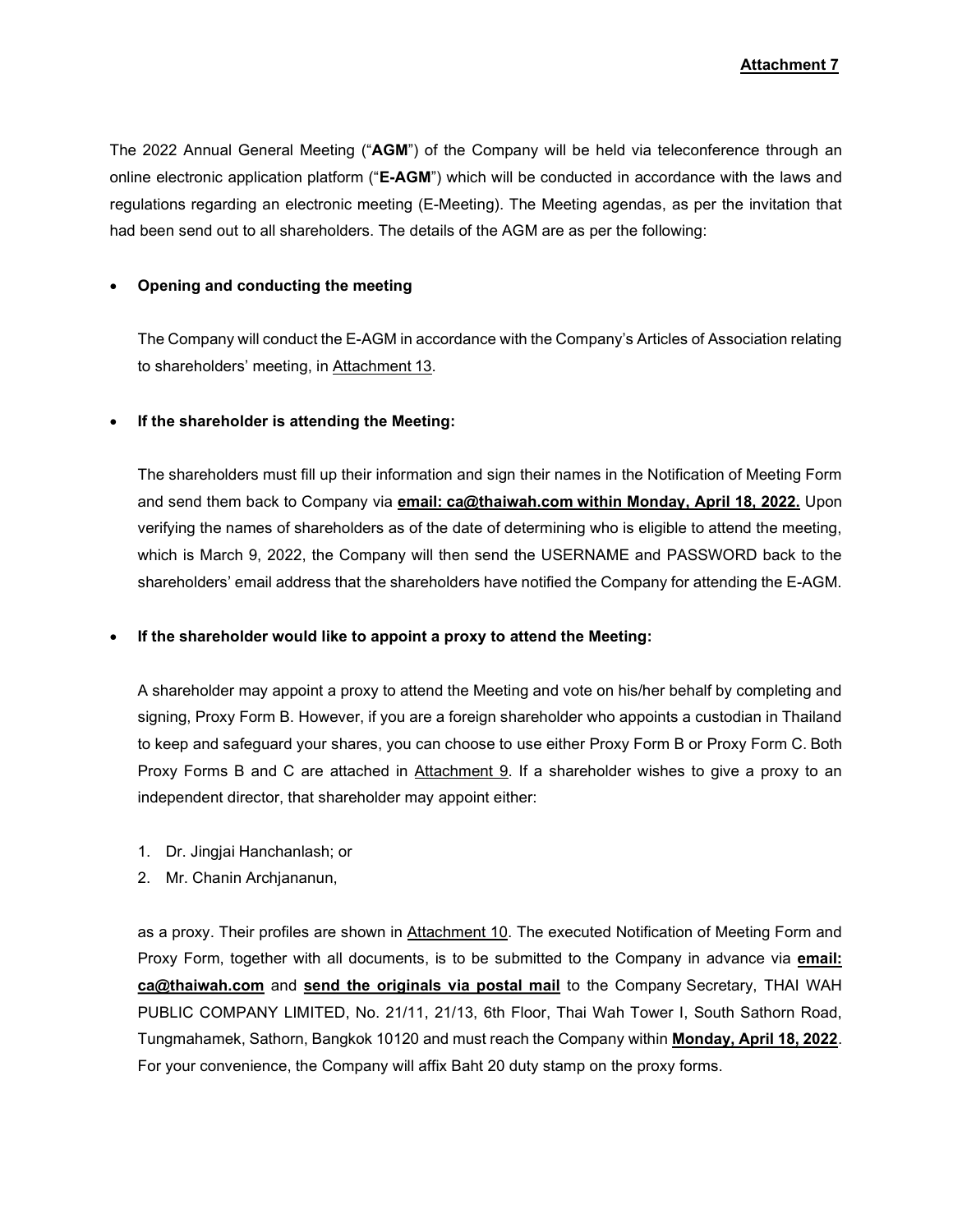**Attachment 7**

The 2022 Annual General Meeting ("**AGM**") of the Company will be held via teleconference through an online electronic application platform ("**E-AGM**") which will be conducted in accordance with the laws and regulations regarding an electronic meeting (E-Meeting). The Meeting agendas, as per the invitation that had been send out to all shareholders. The details of the AGM are as per the following:

- **Opening and conducting the meeting**

  The Company will conduct the E-AGM in accordance with the Company's Articles of Association relating to shareholders' meeting, in Attachment 13.

- **If the shareholder is attending the Meeting:**

  The shareholders must fill up their information and sign their names in the Notification of Meeting Form and send them back to Company via **email: ca@thaiwah.com within Monday, April 18, 2022.** Upon verifying the names of shareholders as of the date of determining who is eligible to attend the meeting, which is March 9, 2022, the Company will then send the USERNAME and PASSWORD back to the shareholders' email address that the shareholders have notified the Company for attending the E-AGM.

- **If the shareholder would like to appoint a proxy to attend the Meeting:**

  A shareholder may appoint a proxy to attend the Meeting and vote on his/her behalf by completing and signing, Proxy Form B. However, if you are a foreign shareholder who appoints a custodian in Thailand to keep and safeguard your shares, you can choose to use either Proxy Form B or Proxy Form C. Both Proxy Forms B and C are attached in Attachment 9. If a shareholder wishes to give a proxy to an independent director, that shareholder may appoint either:

  1. Dr. Jingjai Hanchanlash; or
  2. Mr. Chanin Archjananun,

  as a proxy. Their profiles are shown in Attachment 10. The executed Notification of Meeting Form and Proxy Form, together with all documents, is to be submitted to the Company in advance via **email: ca@thaiwah.com** and **send the originals via postal mail** to the Company Secretary, THAI WAH PUBLIC COMPANY LIMITED, No. 21/11, 21/13, 6th Floor, Thai Wah Tower I, South Sathorn Road, Tungmahamek, Sathorn, Bangkok 10120 and must reach the Company within **Monday, April 18, 2022**. For your convenience, the Company will affix Baht 20 duty stamp on the proxy forms.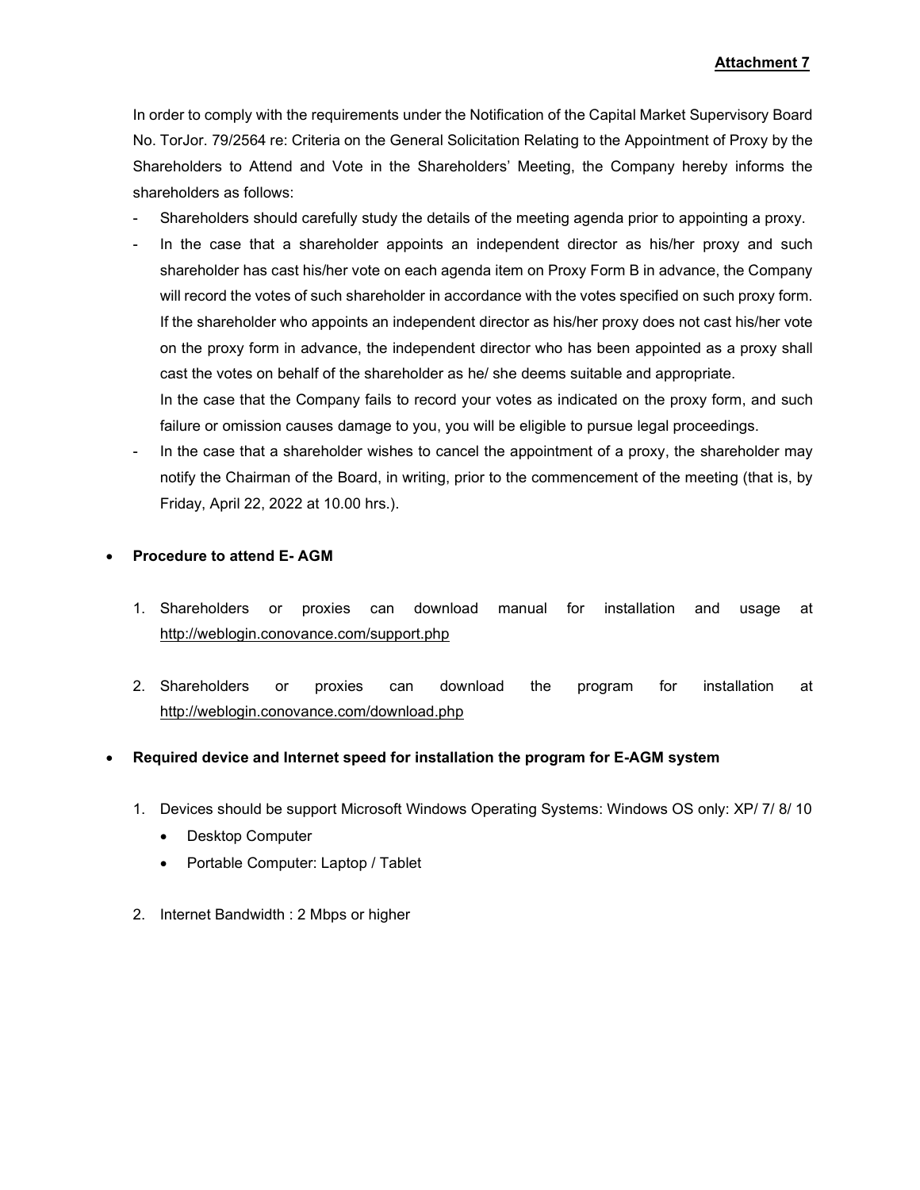**Attachment 7**

In order to comply with the requirements under the Notification of the Capital Market Supervisory Board No. TorJor. 79/2564 re: Criteria on the General Solicitation Relating to the Appointment of Proxy by the Shareholders to Attend and Vote in the Shareholders' Meeting, the Company hereby informs the shareholders as follows:

- Shareholders should carefully study the details of the meeting agenda prior to appointing a proxy.
- In the case that a shareholder appoints an independent director as his/her proxy and such shareholder has cast his/her vote on each agenda item on Proxy Form B in advance, the Company will record the votes of such shareholder in accordance with the votes specified on such proxy form. If the shareholder who appoints an independent director as his/her proxy does not cast his/her vote on the proxy form in advance, the independent director who has been appointed as a proxy shall cast the votes on behalf of the shareholder as he/ she deems suitable and appropriate.

  In the case that the Company fails to record your votes as indicated on the proxy form, and such failure or omission causes damage to you, you will be eligible to pursue legal proceedings.
- In the case that a shareholder wishes to cancel the appointment of a proxy, the shareholder may notify the Chairman of the Board, in writing, prior to the commencement of the meeting (that is, by Friday, April 22, 2022 at 10.00 hrs.).

- **Procedure to attend E- AGM**

  1. Shareholders or proxies can download manual for installation and usage at http://weblogin.conovance.com/support.php
  2. Shareholders or proxies can download the program for installation at http://weblogin.conovance.com/download.php

- **Required device and Internet speed for installation the program for E-AGM system**

  1. Devices should be support Microsoft Windows Operating Systems: Windows OS only: XP/ 7/ 8/ 10
     - Desktop Computer
     - Portable Computer: Laptop / Tablet
  2. Internet Bandwidth : 2 Mbps or higher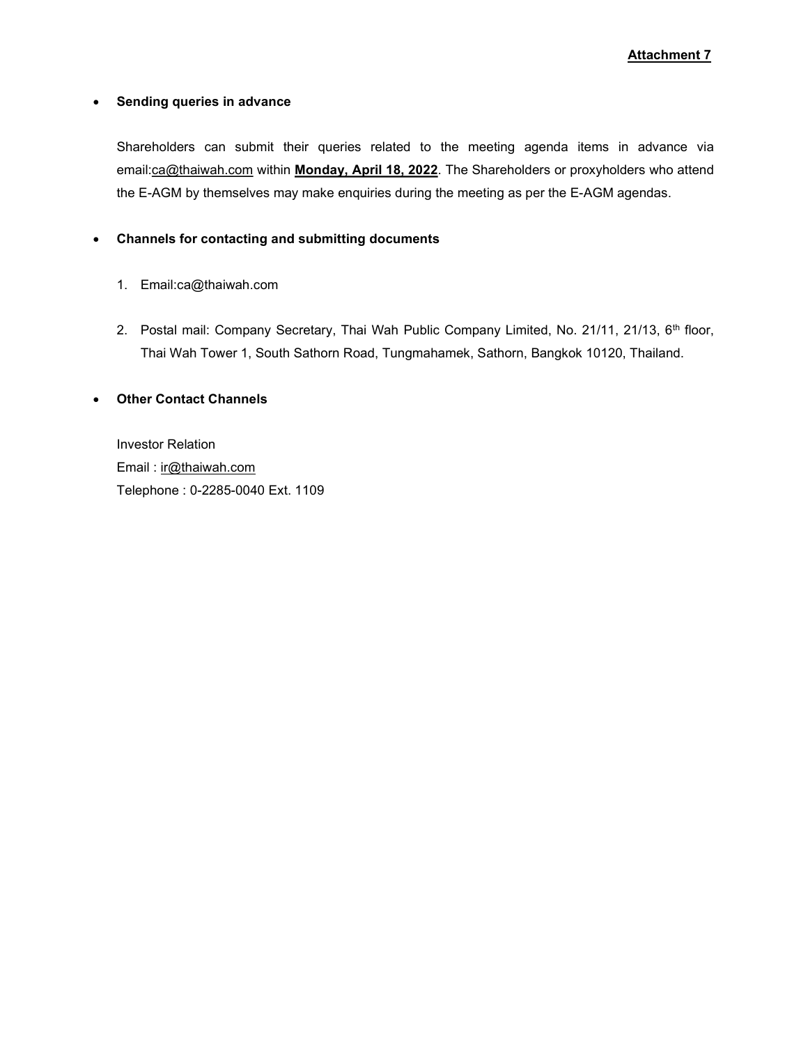**Attachment 7**

- **Sending queries in advance**

  Shareholders can submit their queries related to the meeting agenda items in advance via email:ca@thaiwah.com within **Monday, April 18, 2022**. The Shareholders or proxyholders who attend the E-AGM by themselves may make enquiries during the meeting as per the E-AGM agendas.

- **Channels for contacting and submitting documents**

  1. Email:ca@thaiwah.com
  2. Postal mail: Company Secretary, Thai Wah Public Company Limited, No. 21/11, 21/13, 6th floor, Thai Wah Tower 1, South Sathorn Road, Tungmahamek, Sathorn, Bangkok 10120, Thailand.

- **Other Contact Channels**

  Investor Relation
  Email : ir@thaiwah.com
  Telephone : 0-2285-0040 Ext. 1109